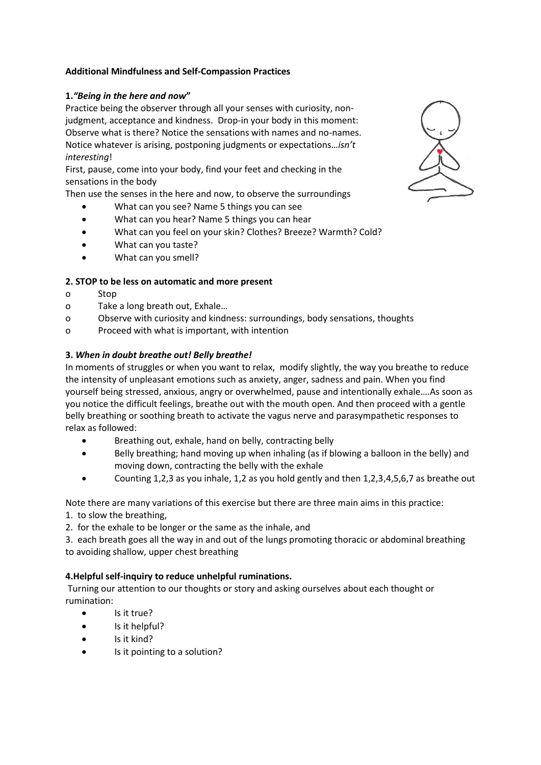**Additional Mindfulness and Self-Compassion Practices**

**1.*"Being in the here and now*"**

Practice being the observer through all your senses with curiosity, non-judgment, acceptance and kindness. Drop-in your body in this moment: Observe what is there? Notice the sensations with names and no-names. Notice whatever is arising, postponing judgments or expectations…*isn't interesting*!

First, pause, come into your body, find your feet and checking in the sensations in the body

Then use the senses in the here and now, to observe the surroundings

- What can you see? Name 5 things you can see
- What can you hear? Name 5 things you can hear
- What can you feel on your skin? Clothes? Breeze? Warmth? Cold?
- What can you taste?
- What can you smell?

**2. STOP to be less on automatic and more present**

- Stop
- Take a long breath out, Exhale…
- Observe with curiosity and kindness: surroundings, body sensations, thoughts
- Proceed with what is important, with intention

**3. *When in doubt breathe out! Belly breathe!***

In moments of struggles or when you want to relax, modify slightly, the way you breathe to reduce the intensity of unpleasant emotions such as anxiety, anger, sadness and pain. When you find yourself being stressed, anxious, angry or overwhelmed, pause and intentionally exhale….As soon as you notice the difficult feelings, breathe out with the mouth open. And then proceed with a gentle belly breathing or soothing breath to activate the vagus nerve and parasympathetic responses to relax as followed:

- Breathing out, exhale, hand on belly, contracting belly
- Belly breathing; hand moving up when inhaling (as if blowing a balloon in the belly) and moving down, contracting the belly with the exhale
- Counting 1,2,3 as you inhale, 1,2 as you hold gently and then 1,2,3,4,5,6,7 as breathe out

Note there are many variations of this exercise but there are three main aims in this practice:

1. to slow the breathing,
2. for the exhale to be longer or the same as the inhale, and
3. each breath goes all the way in and out of the lungs promoting thoracic or abdominal breathing to avoiding shallow, upper chest breathing

**4.Helpful self-inquiry to reduce unhelpful ruminations.**

Turning our attention to our thoughts or story and asking ourselves about each thought or rumination:

- Is it true?
- Is it helpful?
- Is it kind?
- Is it pointing to a solution?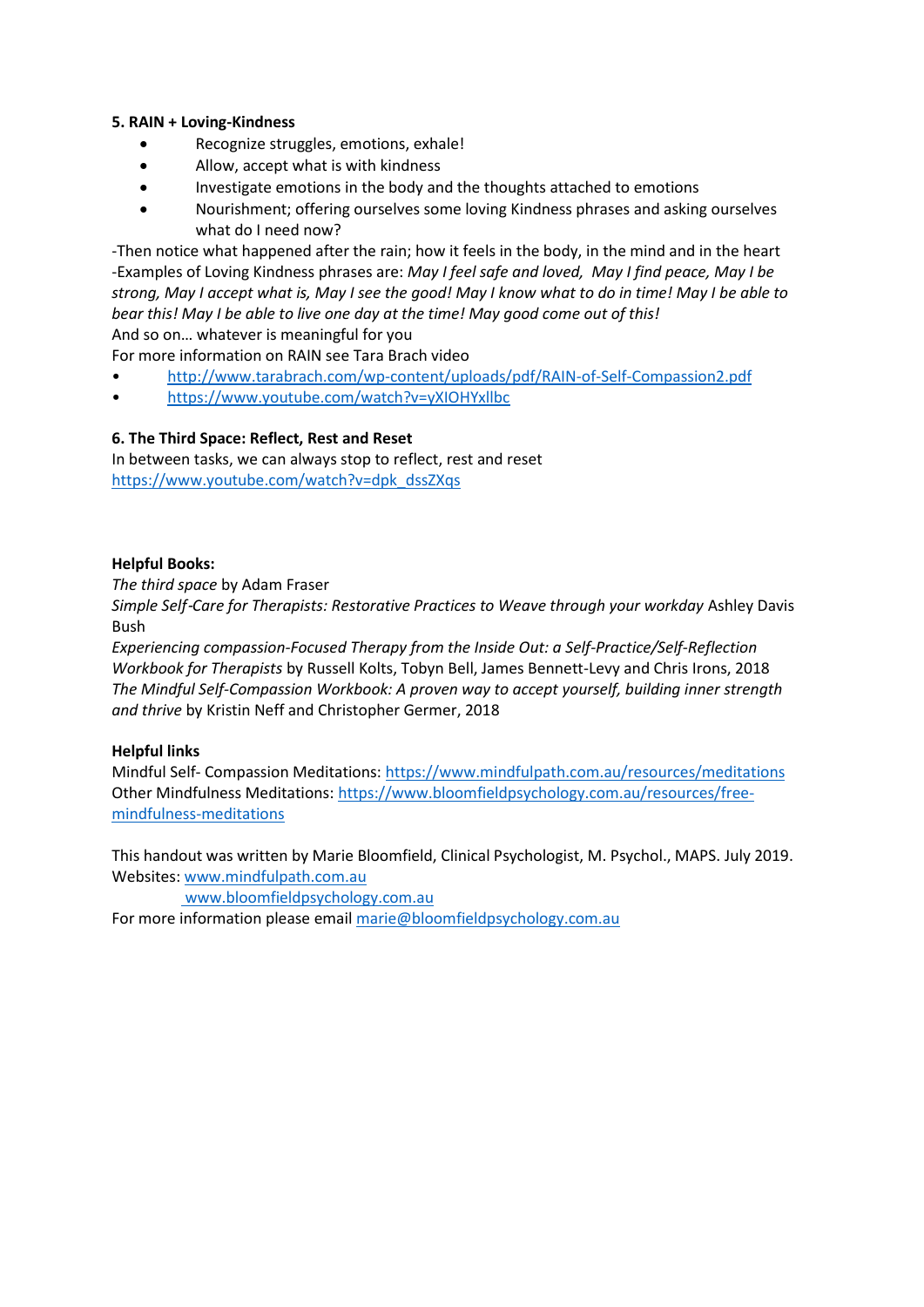**5. RAIN + Loving-Kindness**

- Recognize struggles, emotions, exhale!
- Allow, accept what is with kindness
- Investigate emotions in the body and the thoughts attached to emotions
- Nourishment; offering ourselves some loving Kindness phrases and asking ourselves what do I need now?

-Then notice what happened after the rain; how it feels in the body, in the mind and in the heart
-Examples of Loving Kindness phrases are: *May I feel safe and loved, May I find peace, May I be strong, May I accept what is, May I see the good! May I know what to do in time! May I be able to bear this! May I be able to live one day at the time! May good come out of this!*
And so on… whatever is meaningful for you
For more information on RAIN see Tara Brach video

- http://www.tarabrach.com/wp-content/uploads/pdf/RAIN-of-Self-Compassion2.pdf
- https://www.youtube.com/watch?v=yXIOHYxllbc

**6. The Third Space: Reflect, Rest and Reset**

In between tasks, we can always stop to reflect, rest and reset
https://www.youtube.com/watch?v=dpk_dssZXqs

**Helpful Books:**

*The third space* by Adam Fraser
*Simple Self-Care for Therapists: Restorative Practices to Weave through your workday* Ashley Davis Bush
*Experiencing compassion-Focused Therapy from the Inside Out: a Self-Practice/Self-Reflection Workbook for Therapists* by Russell Kolts, Tobyn Bell, James Bennett-Levy and Chris Irons, 2018
*The Mindful Self-Compassion Workbook: A proven way to accept yourself, building inner strength and thrive* by Kristin Neff and Christopher Germer, 2018

**Helpful links**

Mindful Self- Compassion Meditations: https://www.mindfulpath.com.au/resources/meditations
Other Mindfulness Meditations: https://www.bloomfieldpsychology.com.au/resources/free-mindfulness-meditations

This handout was written by Marie Bloomfield, Clinical Psychologist, M. Psychol., MAPS. July 2019.
Websites: www.mindfulpath.com.au
www.bloomfieldpsychology.com.au
For more information please email marie@bloomfieldpsychology.com.au